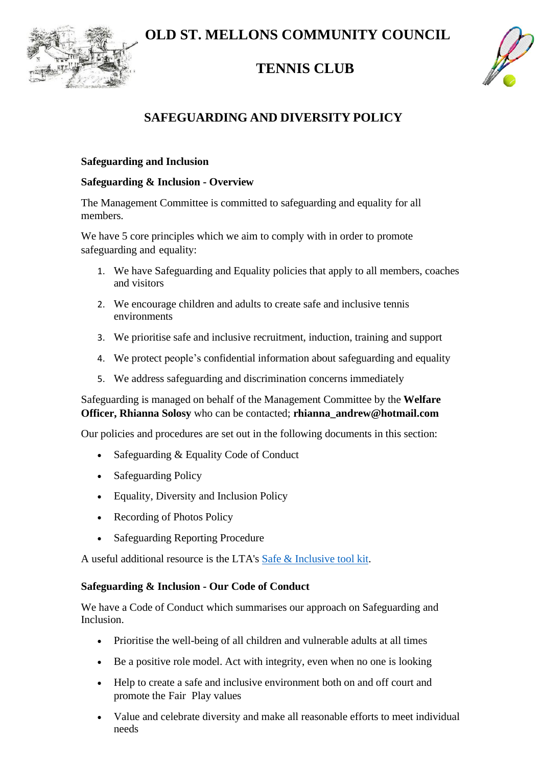# OLD ST. MELLONS COMMUNITY COUNCIL

# TENNIS CLUB

## SAFEGUARDING AND DIVERSITY POLICY

**Safeguarding and Inclusion**

**Safeguarding & Inclusion - Overview**

The Management Committee is committed to safeguarding and equality for all members.

We have 5 core principles which we aim to comply with in order to promote safeguarding and equality:

1. We have Safeguarding and Equality policies that apply to all members, coaches and visitors
2. We encourage children and adults to create safe and inclusive tennis environments
3. We prioritise safe and inclusive recruitment, induction, training and support
4. We protect people's confidential information about safeguarding and equality
5. We address safeguarding and discrimination concerns immediately

Safeguarding is managed on behalf of the Management Committee by the **Welfare Officer, Rhianna Solosy** who can be contacted; **rhianna_andrew@hotmail.com**

Our policies and procedures are set out in the following documents in this section:

- Safeguarding & Equality Code of Conduct
- Safeguarding Policy
- Equality, Diversity and Inclusion Policy
- Recording of Photos Policy
- Safeguarding Reporting Procedure

A useful additional resource is the LTA's Safe & Inclusive tool kit.

**Safeguarding & Inclusion - Our Code of Conduct**

We have a Code of Conduct which summarises our approach on Safeguarding and Inclusion.

- Prioritise the well-being of all children and vulnerable adults at all times
- Be a positive role model. Act with integrity, even when no one is looking
- Help to create a safe and inclusive environment both on and off court and promote the Fair Play values
- Value and celebrate diversity and make all reasonable efforts to meet individual needs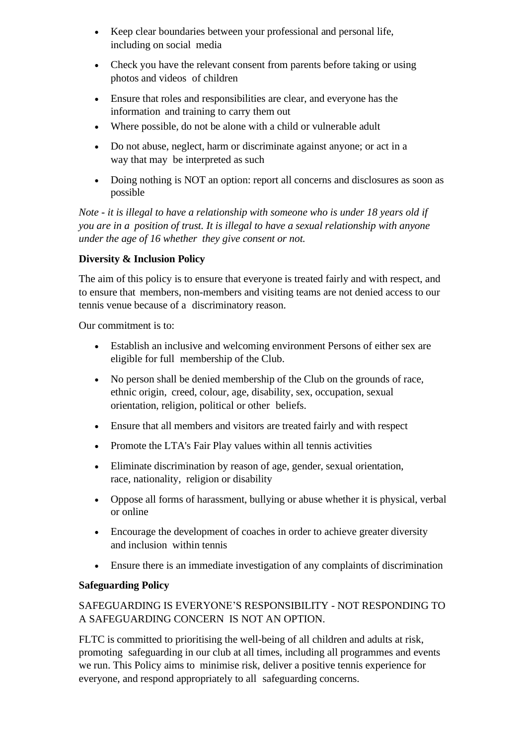- Keep clear boundaries between your professional and personal life, including on social media
- Check you have the relevant consent from parents before taking or using photos and videos of children
- Ensure that roles and responsibilities are clear, and everyone has the information and training to carry them out
- Where possible, do not be alone with a child or vulnerable adult
- Do not abuse, neglect, harm or discriminate against anyone; or act in a way that may be interpreted as such
- Doing nothing is NOT an option: report all concerns and disclosures as soon as possible

*Note - it is illegal to have a relationship with someone who is under 18 years old if you are in a position of trust. It is illegal to have a sexual relationship with anyone under the age of 16 whether they give consent or not.*

**Diversity & Inclusion Policy**

The aim of this policy is to ensure that everyone is treated fairly and with respect, and to ensure that members, non-members and visiting teams are not denied access to our tennis venue because of a discriminatory reason.

Our commitment is to:

- Establish an inclusive and welcoming environment Persons of either sex are eligible for full membership of the Club.
- No person shall be denied membership of the Club on the grounds of race, ethnic origin, creed, colour, age, disability, sex, occupation, sexual orientation, religion, political or other beliefs.
- Ensure that all members and visitors are treated fairly and with respect
- Promote the LTA's Fair Play values within all tennis activities
- Eliminate discrimination by reason of age, gender, sexual orientation, race, nationality, religion or disability
- Oppose all forms of harassment, bullying or abuse whether it is physical, verbal or online
- Encourage the development of coaches in order to achieve greater diversity and inclusion within tennis
- Ensure there is an immediate investigation of any complaints of discrimination

**Safeguarding Policy**

SAFEGUARDING IS EVERYONE'S RESPONSIBILITY - NOT RESPONDING TO A SAFEGUARDING CONCERN IS NOT AN OPTION.

FLTC is committed to prioritising the well-being of all children and adults at risk, promoting safeguarding in our club at all times, including all programmes and events we run. This Policy aims to minimise risk, deliver a positive tennis experience for everyone, and respond appropriately to all safeguarding concerns.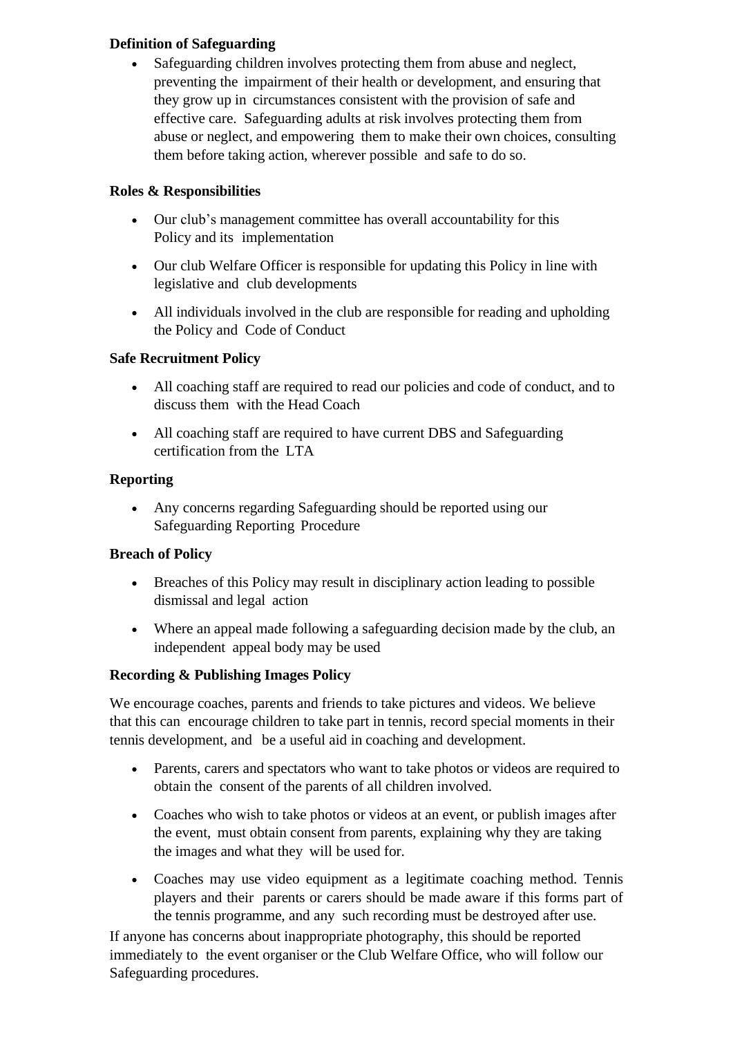**Definition of Safeguarding**

- Safeguarding children involves protecting them from abuse and neglect, preventing the impairment of their health or development, and ensuring that they grow up in circumstances consistent with the provision of safe and effective care. Safeguarding adults at risk involves protecting them from abuse or neglect, and empowering them to make their own choices, consulting them before taking action, wherever possible and safe to do so.

**Roles & Responsibilities**

- Our club's management committee has overall accountability for this Policy and its implementation
- Our club Welfare Officer is responsible for updating this Policy in line with legislative and club developments
- All individuals involved in the club are responsible for reading and upholding the Policy and Code of Conduct

**Safe Recruitment Policy**

- All coaching staff are required to read our policies and code of conduct, and to discuss them with the Head Coach
- All coaching staff are required to have current DBS and Safeguarding certification from the LTA

**Reporting**

- Any concerns regarding Safeguarding should be reported using our Safeguarding Reporting Procedure

**Breach of Policy**

- Breaches of this Policy may result in disciplinary action leading to possible dismissal and legal action
- Where an appeal made following a safeguarding decision made by the club, an independent appeal body may be used

**Recording & Publishing Images Policy**

We encourage coaches, parents and friends to take pictures and videos. We believe that this can encourage children to take part in tennis, record special moments in their tennis development, and be a useful aid in coaching and development.

- Parents, carers and spectators who want to take photos or videos are required to obtain the consent of the parents of all children involved.
- Coaches who wish to take photos or videos at an event, or publish images after the event, must obtain consent from parents, explaining why they are taking the images and what they will be used for.
- Coaches may use video equipment as a legitimate coaching method. Tennis players and their parents or carers should be made aware if this forms part of the tennis programme, and any such recording must be destroyed after use.

If anyone has concerns about inappropriate photography, this should be reported immediately to the event organiser or the Club Welfare Office, who will follow our Safeguarding procedures.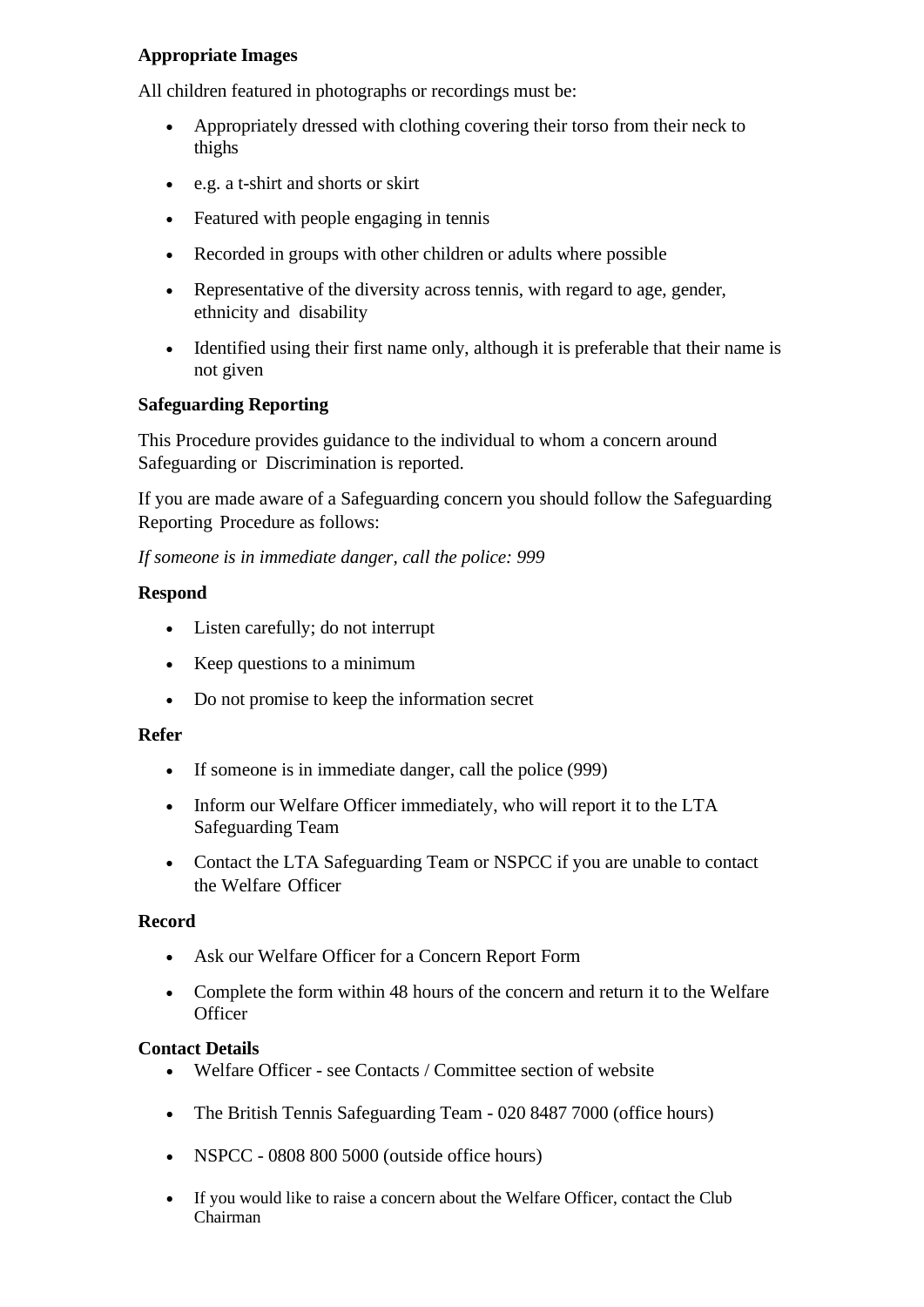**Appropriate Images**

All children featured in photographs or recordings must be:

- Appropriately dressed with clothing covering their torso from their neck to thighs
- e.g. a t-shirt and shorts or skirt
- Featured with people engaging in tennis
- Recorded in groups with other children or adults where possible
- Representative of the diversity across tennis, with regard to age, gender, ethnicity and disability
- Identified using their first name only, although it is preferable that their name is not given

**Safeguarding Reporting**

This Procedure provides guidance to the individual to whom a concern around Safeguarding or Discrimination is reported.

If you are made aware of a Safeguarding concern you should follow the Safeguarding Reporting Procedure as follows:

*If someone is in immediate danger, call the police: 999*

**Respond**

- Listen carefully; do not interrupt
- Keep questions to a minimum
- Do not promise to keep the information secret

**Refer**

- If someone is in immediate danger, call the police (999)
- Inform our Welfare Officer immediately, who will report it to the LTA Safeguarding Team
- Contact the LTA Safeguarding Team or NSPCC if you are unable to contact the Welfare Officer

**Record**

- Ask our Welfare Officer for a Concern Report Form
- Complete the form within 48 hours of the concern and return it to the Welfare Officer

**Contact Details**

- Welfare Officer - see Contacts / Committee section of website
- The British Tennis Safeguarding Team - 020 8487 7000 (office hours)
- NSPCC - 0808 800 5000 (outside office hours)
- If you would like to raise a concern about the Welfare Officer, contact the Club Chairman